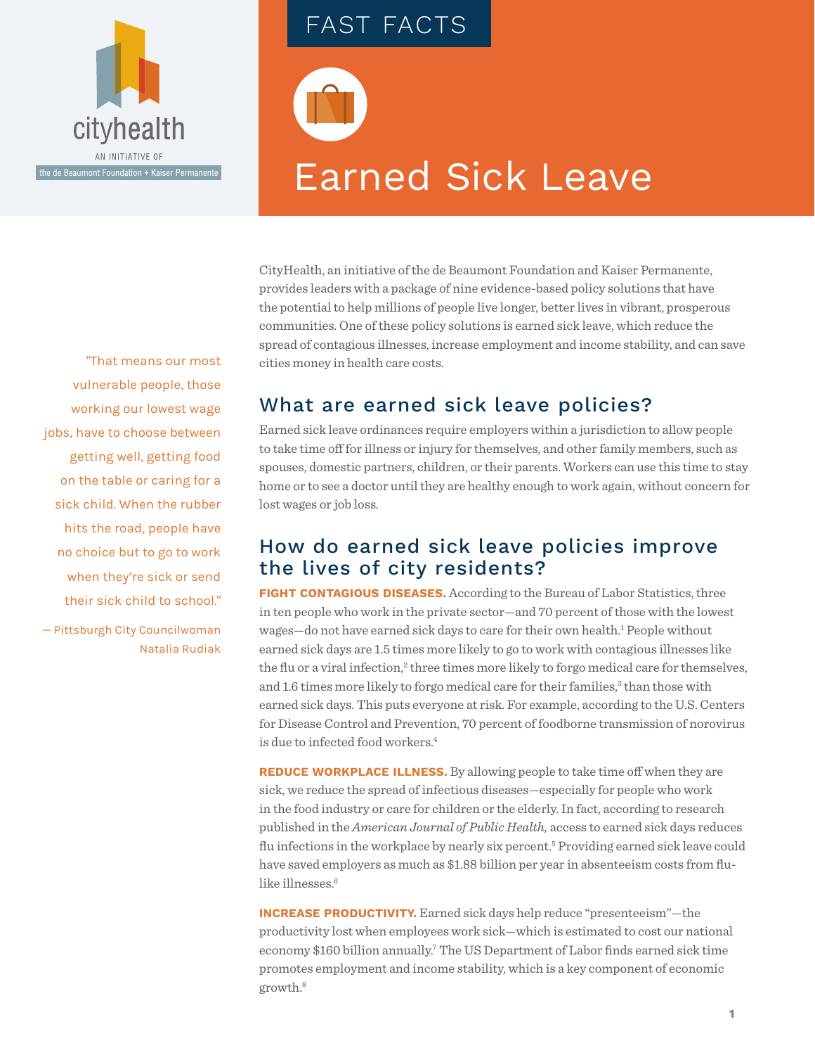cityhealth

AN INITIATIVE OF

the de Beaumont Foundation + Kaiser Permanente

FAST FACTS

# Earned Sick Leave

CityHealth, an initiative of the de Beaumont Foundation and Kaiser Permanente, provides leaders with a package of nine evidence-based policy solutions that have the potential to help millions of people live longer, better lives in vibrant, prosperous communities. One of these policy solutions is earned sick leave, which reduce the spread of contagious illnesses, increase employment and income stability, and can save cities money in health care costs.

"That means our most vulnerable people, those working our lowest wage jobs, have to choose between getting well, getting food on the table or caring for a sick child. When the rubber hits the road, people have no choice but to go to work when they're sick or send their sick child to school."

— Pittsburgh City Councilwoman Natalia Rudiak

## What are earned sick leave policies?

Earned sick leave ordinances require employers within a jurisdiction to allow people to take time off for illness or injury for themselves, and other family members, such as spouses, domestic partners, children, or their parents. Workers can use this time to stay home or to see a doctor until they are healthy enough to work again, without concern for lost wages or job loss.

## How do earned sick leave policies improve the lives of city residents?

**FIGHT CONTAGIOUS DISEASES.** According to the Bureau of Labor Statistics, three in ten people who work in the private sector—and 70 percent of those with the lowest wages—do not have earned sick days to care for their own health.[1] People without earned sick days are 1.5 times more likely to go to work with contagious illnesses like the flu or a viral infection,[2] three times more likely to forgo medical care for themselves, and 1.6 times more likely to forgo medical care for their families,[3] than those with earned sick days. This puts everyone at risk. For example, according to the U.S. Centers for Disease Control and Prevention, 70 percent of foodborne transmission of norovirus is due to infected food workers.[4]

**REDUCE WORKPLACE ILLNESS.** By allowing people to take time off when they are sick, we reduce the spread of infectious diseases—especially for people who work in the food industry or care for children or the elderly. In fact, according to research published in the *American Journal of Public Health,* access to earned sick days reduces flu infections in the workplace by nearly six percent.[5] Providing earned sick leave could have saved employers as much as $1.88 billion per year in absenteeism costs from flu-like illnesses.[6]

**INCREASE PRODUCTIVITY.** Earned sick days help reduce "presenteeism"—the productivity lost when employees work sick—which is estimated to cost our national economy $160 billion annually.[7] The US Department of Labor finds earned sick time promotes employment and income stability, which is a key component of economic growth.[8]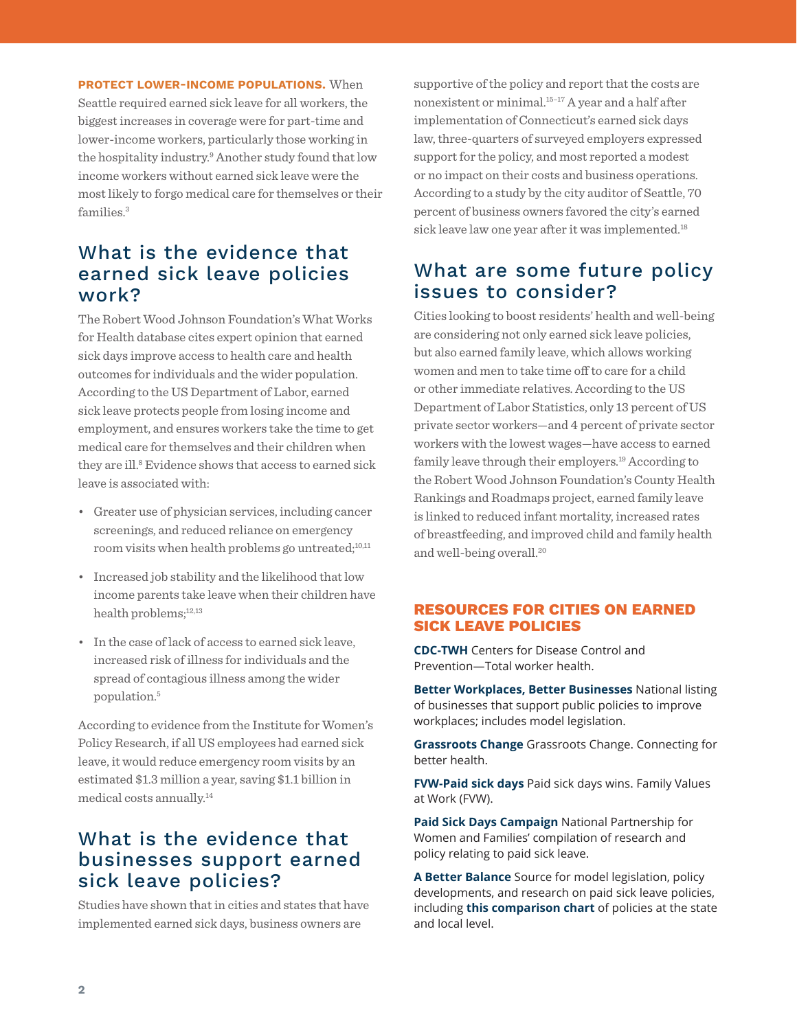**PROTECT LOWER-INCOME POPULATIONS.** When Seattle required earned sick leave for all workers, the biggest increases in coverage were for part-time and lower-income workers, particularly those working in the hospitality industry.[9] Another study found that low income workers without earned sick leave were the most likely to forgo medical care for themselves or their families.[3]

## What is the evidence that earned sick leave policies work?

The Robert Wood Johnson Foundation's What Works for Health database cites expert opinion that earned sick days improve access to health care and health outcomes for individuals and the wider population. According to the US Department of Labor, earned sick leave protects people from losing income and employment, and ensures workers take the time to get medical care for themselves and their children when they are ill.[8] Evidence shows that access to earned sick leave is associated with:

- Greater use of physician services, including cancer screenings, and reduced reliance on emergency room visits when health problems go untreated;[10,11]
- Increased job stability and the likelihood that low income parents take leave when their children have health problems;[12,13]
- In the case of lack of access to earned sick leave, increased risk of illness for individuals and the spread of contagious illness among the wider population.[5]

According to evidence from the Institute for Women's Policy Research, if all US employees had earned sick leave, it would reduce emergency room visits by an estimated $1.3 million a year, saving $1.1 billion in medical costs annually.[14]

## What is the evidence that businesses support earned sick leave policies?

Studies have shown that in cities and states that have implemented earned sick days, business owners are supportive of the policy and report that the costs are nonexistent or minimal.[15–17] A year and a half after implementation of Connecticut's earned sick days law, three-quarters of surveyed employers expressed support for the policy, and most reported a modest or no impact on their costs and business operations. According to a study by the city auditor of Seattle, 70 percent of business owners favored the city's earned sick leave law one year after it was implemented.[18]

## What are some future policy issues to consider?

Cities looking to boost residents' health and well-being are considering not only earned sick leave policies, but also earned family leave, which allows working women and men to take time off to care for a child or other immediate relatives. According to the US Department of Labor Statistics, only 13 percent of US private sector workers—and 4 percent of private sector workers with the lowest wages—have access to earned family leave through their employers.[19] According to the Robert Wood Johnson Foundation's County Health Rankings and Roadmaps project, earned family leave is linked to reduced infant mortality, increased rates of breastfeeding, and improved child and family health and well-being overall.[20]

### RESOURCES FOR CITIES ON EARNED SICK LEAVE POLICIES

**CDC-TWH** Centers for Disease Control and Prevention—Total worker health.

**Better Workplaces, Better Businesses** National listing of businesses that support public policies to improve workplaces; includes model legislation.

**Grassroots Change** Grassroots Change. Connecting for better health.

**FVW-Paid sick days** Paid sick days wins. Family Values at Work (FVW).

**Paid Sick Days Campaign** National Partnership for Women and Families' compilation of research and policy relating to paid sick leave.

**A Better Balance** Source for model legislation, policy developments, and research on paid sick leave policies, including **this comparison chart** of policies at the state and local level.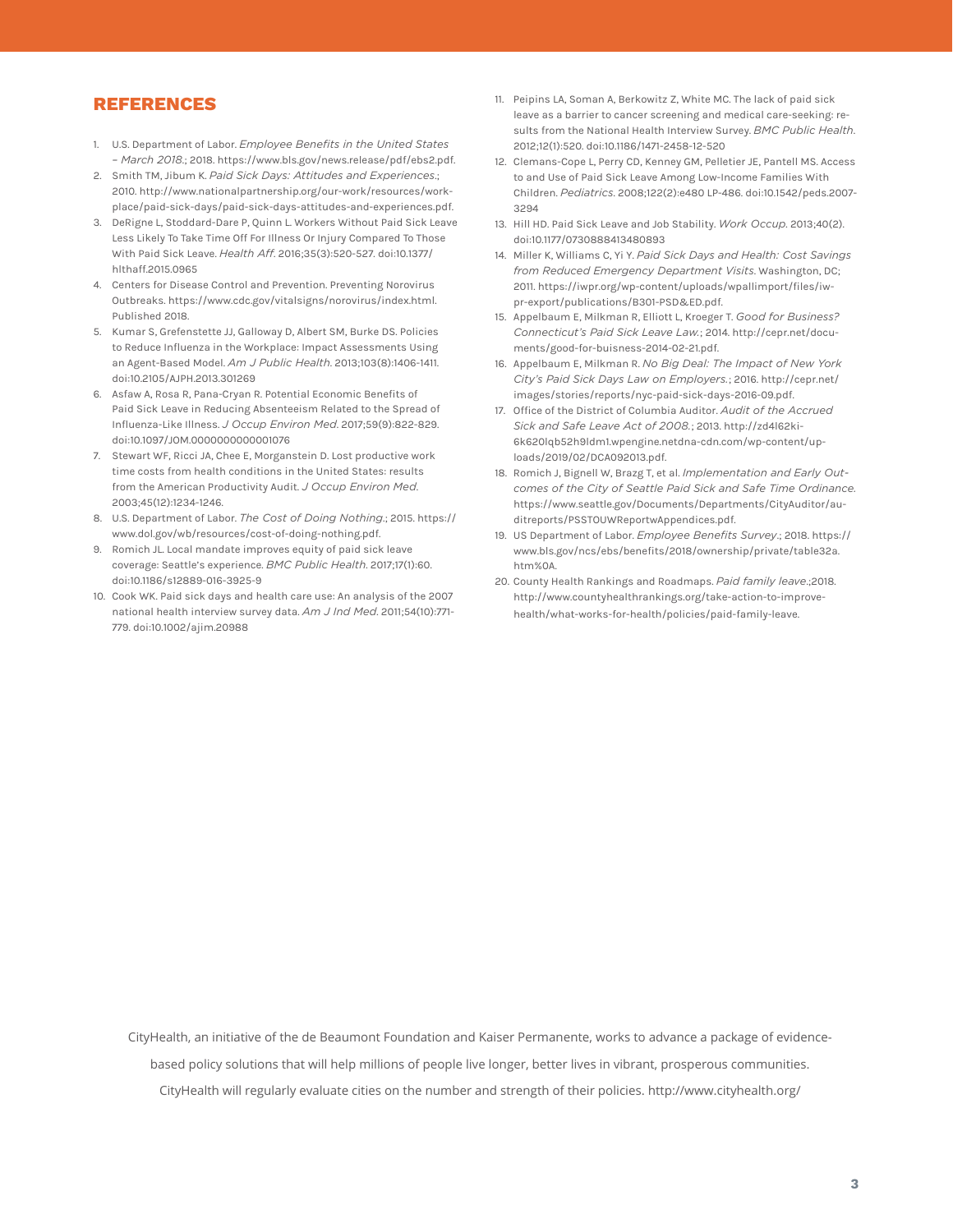## REFERENCES

1. U.S. Department of Labor. *Employee Benefits in the United States – March 2018.*; 2018. https://www.bls.gov/news.release/pdf/ebs2.pdf.
2. Smith TM, Jibum K. *Paid Sick Days: Attitudes and Experiences.*; 2010. http://www.nationalpartnership.org/our-work/resources/workplace/paid-sick-days/paid-sick-days-attitudes-and-experiences.pdf.
3. DeRigne L, Stoddard-Dare P, Quinn L. Workers Without Paid Sick Leave Less Likely To Take Time Off For Illness Or Injury Compared To Those With Paid Sick Leave. *Health Aff.* 2016;35(3):520-527. doi:10.1377/hlthaff.2015.0965
4. Centers for Disease Control and Prevention. Preventing Norovirus Outbreaks. https://www.cdc.gov/vitalsigns/norovirus/index.html. Published 2018.
5. Kumar S, Grefenstette JJ, Galloway D, Albert SM, Burke DS. Policies to Reduce Influenza in the Workplace: Impact Assessments Using an Agent-Based Model. *Am J Public Health.* 2013;103(8):1406-1411. doi:10.2105/AJPH.2013.301269
6. Asfaw A, Rosa R, Pana-Cryan R. Potential Economic Benefits of Paid Sick Leave in Reducing Absenteeism Related to the Spread of Influenza-Like Illness. *J Occup Environ Med.* 2017;59(9):822-829. doi:10.1097/JOM.0000000000001076
7. Stewart WF, Ricci JA, Chee E, Morganstein D. Lost productive work time costs from health conditions in the United States: results from the American Productivity Audit. *J Occup Environ Med.* 2003;45(12):1234-1246.
8. U.S. Department of Labor. *The Cost of Doing Nothing.*; 2015. https://www.dol.gov/wb/resources/cost-of-doing-nothing.pdf.
9. Romich JL. Local mandate improves equity of paid sick leave coverage: Seattle's experience. *BMC Public Health.* 2017;17(1):60. doi:10.1186/s12889-016-3925-9
10. Cook WK. Paid sick days and health care use: An analysis of the 2007 national health interview survey data. *Am J Ind Med.* 2011;54(10):771-779. doi:10.1002/ajim.20988
11. Peipins LA, Soman A, Berkowitz Z, White MC. The lack of paid sick leave as a barrier to cancer screening and medical care-seeking: results from the National Health Interview Survey. *BMC Public Health.* 2012;12(1):520. doi:10.1186/1471-2458-12-520
12. Clemans-Cope L, Perry CD, Kenney GM, Pelletier JE, Pantell MS. Access to and Use of Paid Sick Leave Among Low-Income Families With Children. *Pediatrics.* 2008;122(2):e480 LP-486. doi:10.1542/peds.2007-3294
13. Hill HD. Paid Sick Leave and Job Stability. *Work Occup.* 2013;40(2). doi:10.1177/0730888413480893
14. Miller K, Williams C, Yi Y. *Paid Sick Days and Health: Cost Savings from Reduced Emergency Department Visits.* Washington, DC; 2011. https://iwpr.org/wp-content/uploads/wpallimport/files/iwpr-export/publications/B301-PSD&ED.pdf.
15. Appelbaum E, Milkman R, Elliott L, Kroeger T. *Good for Business? Connecticut's Paid Sick Leave Law.*; 2014. http://cepr.net/documents/good-for-buisness-2014-02-21.pdf.
16. Appelbaum E, Milkman R. *No Big Deal: The Impact of New York City's Paid Sick Days Law on Employers.*; 2016. http://cepr.net/images/stories/reports/nyc-paid-sick-days-2016-09.pdf.
17. Office of the District of Columbia Auditor. *Audit of the Accrued Sick and Safe Leave Act of 2008.*; 2013. http://zd4l62ki-6k620lqb52h9ldm1.wpengine.netdna-cdn.com/wp-content/uploads/2019/02/DCA092013.pdf.
18. Romich J, Bignell W, Brazg T, et al. *Implementation and Early Outcomes of the City of Seattle Paid Sick and Safe Time Ordinance.* https://www.seattle.gov/Documents/Departments/CityAuditor/auditreports/PSSTOUWReportwAppendices.pdf.
19. US Department of Labor. *Employee Benefits Survey.*; 2018. https://www.bls.gov/ncs/ebs/benefits/2018/ownership/private/table32a.htm%0A.
20. County Health Rankings and Roadmaps. *Paid family leave.*;2018. http://www.countyhealthrankings.org/take-action-to-improve-health/what-works-for-health/policies/paid-family-leave.

CityHealth, an initiative of the de Beaumont Foundation and Kaiser Permanente, works to advance a package of evidence-based policy solutions that will help millions of people live longer, better lives in vibrant, prosperous communities. CityHealth will regularly evaluate cities on the number and strength of their policies. http://www.cityhealth.org/